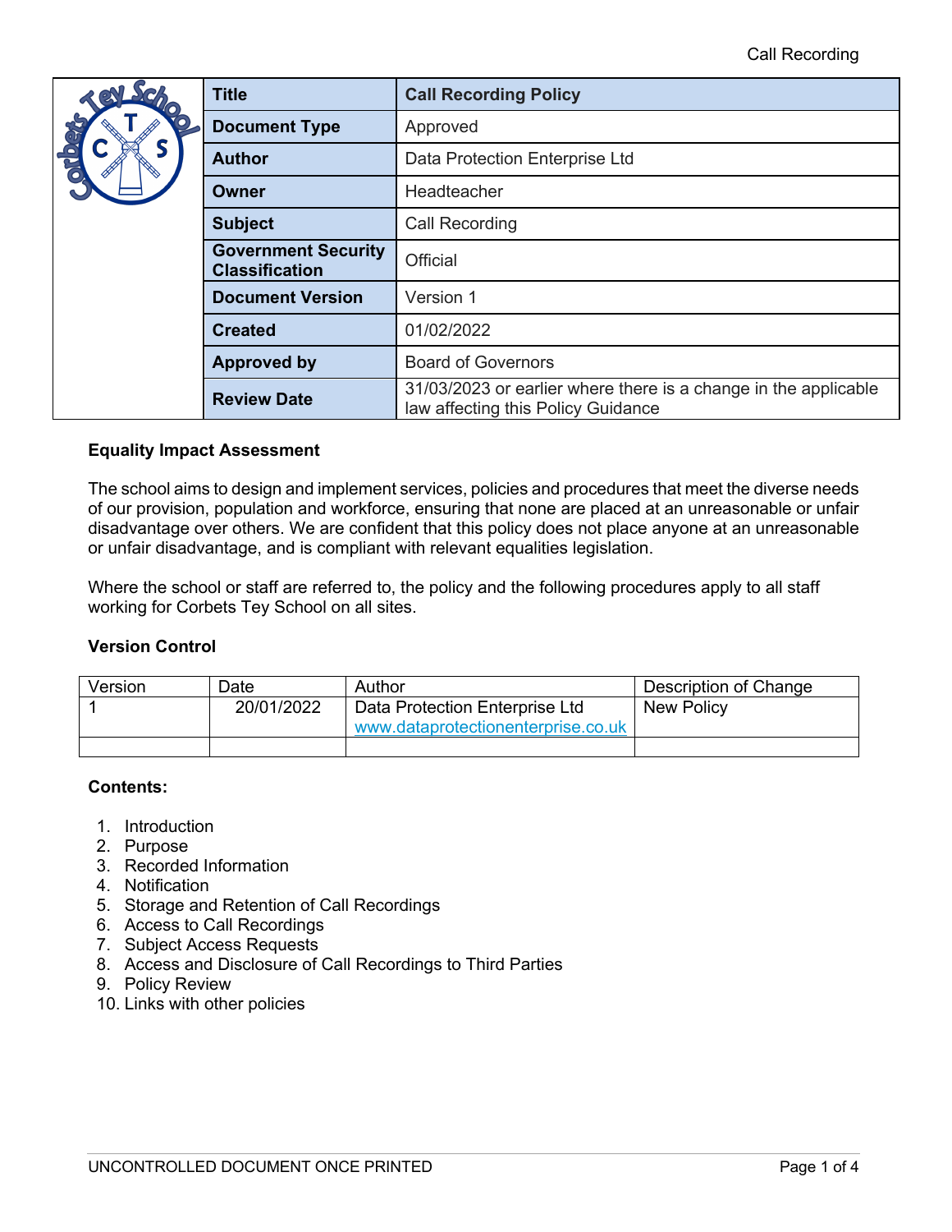| Title | Call Recording Policy |
|---|---|
| Document Type | Approved |
| Author | Data Protection Enterprise Ltd |
| Owner | Headteacher |
| Subject | Call Recording |
| Government Security Classification | Official |
| Document Version | Version 1 |
| Created | 01/02/2022 |
| Approved by | Board of Governors |
| Review Date | 31/03/2023 or earlier where there is a change in the applicable law affecting this Policy Guidance |

**Equality Impact Assessment**

The school aims to design and implement services, policies and procedures that meet the diverse needs of our provision, population and workforce, ensuring that none are placed at an unreasonable or unfair disadvantage over others. We are confident that this policy does not place anyone at an unreasonable or unfair disadvantage, and is compliant with relevant equalities legislation.

Where the school or staff are referred to, the policy and the following procedures apply to all staff working for Corbets Tey School on all sites.

**Version Control**

| Version | Date | Author | Description of Change |
|---|---|---|---|
| 1 | 20/01/2022 | Data Protection Enterprise Ltd www.dataprotectionenterprise.co.uk | New Policy |
| | | | |

**Contents:**

1. Introduction
2. Purpose
3. Recorded Information
4. Notification
5. Storage and Retention of Call Recordings
6. Access to Call Recordings
7. Subject Access Requests
8. Access and Disclosure of Call Recordings to Third Parties
9. Policy Review
10. Links with other policies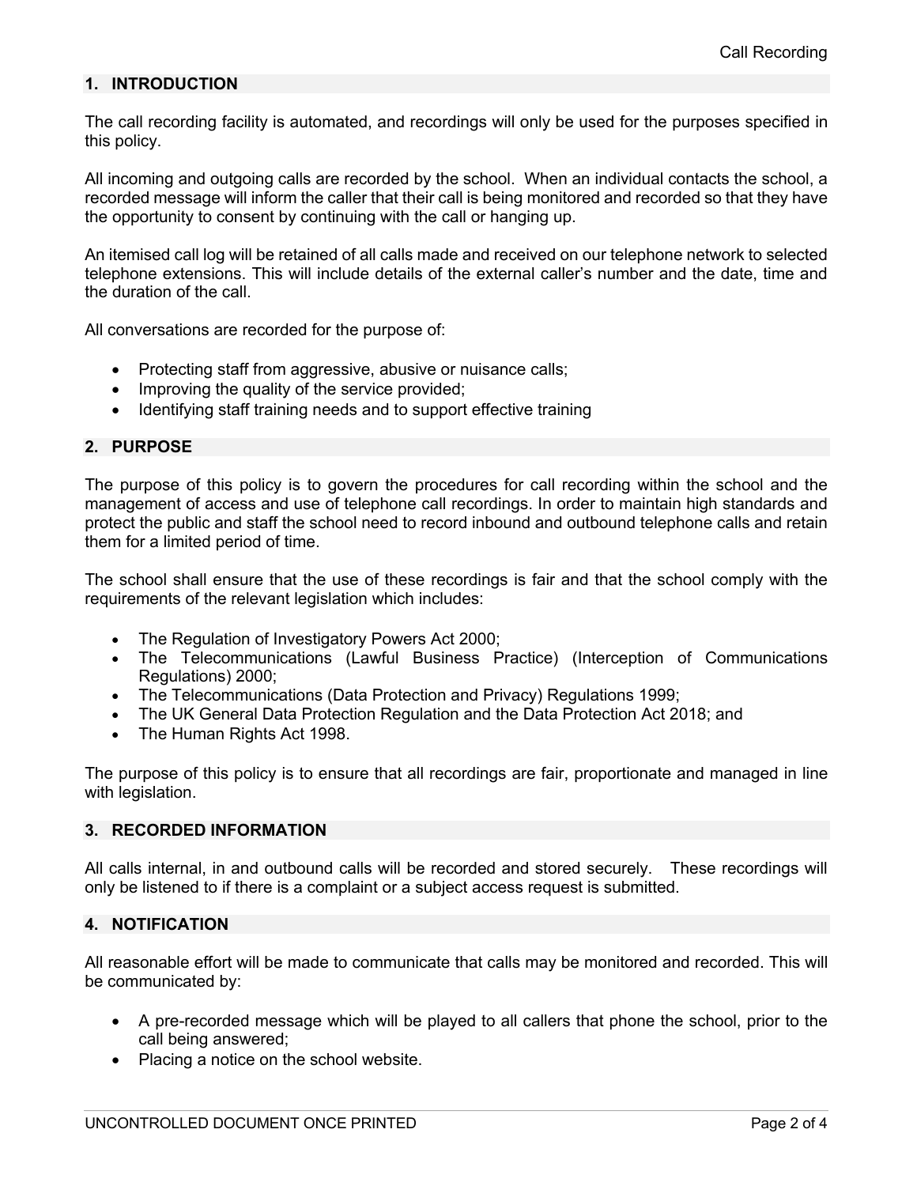## 1. INTRODUCTION

The call recording facility is automated, and recordings will only be used for the purposes specified in this policy.

All incoming and outgoing calls are recorded by the school. When an individual contacts the school, a recorded message will inform the caller that their call is being monitored and recorded so that they have the opportunity to consent by continuing with the call or hanging up.

An itemised call log will be retained of all calls made and received on our telephone network to selected telephone extensions. This will include details of the external caller's number and the date, time and the duration of the call.

All conversations are recorded for the purpose of:

- Protecting staff from aggressive, abusive or nuisance calls;
- Improving the quality of the service provided;
- Identifying staff training needs and to support effective training

## 2. PURPOSE

The purpose of this policy is to govern the procedures for call recording within the school and the management of access and use of telephone call recordings. In order to maintain high standards and protect the public and staff the school need to record inbound and outbound telephone calls and retain them for a limited period of time.

The school shall ensure that the use of these recordings is fair and that the school comply with the requirements of the relevant legislation which includes:

- The Regulation of Investigatory Powers Act 2000;
- The Telecommunications (Lawful Business Practice) (Interception of Communications Regulations) 2000;
- The Telecommunications (Data Protection and Privacy) Regulations 1999;
- The UK General Data Protection Regulation and the Data Protection Act 2018; and
- The Human Rights Act 1998.

The purpose of this policy is to ensure that all recordings are fair, proportionate and managed in line with legislation.

## 3. RECORDED INFORMATION

All calls internal, in and outbound calls will be recorded and stored securely. These recordings will only be listened to if there is a complaint or a subject access request is submitted.

## 4. NOTIFICATION

All reasonable effort will be made to communicate that calls may be monitored and recorded. This will be communicated by:

- A pre-recorded message which will be played to all callers that phone the school, prior to the call being answered;
- Placing a notice on the school website.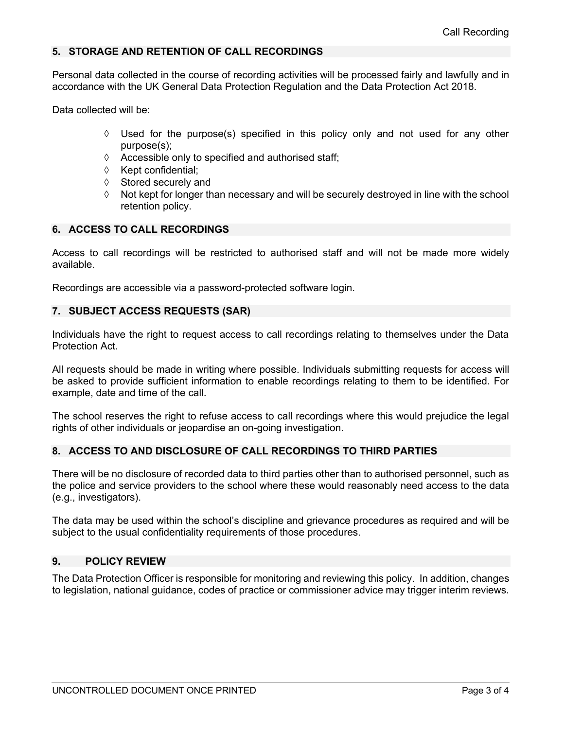## 5. STORAGE AND RETENTION OF CALL RECORDINGS

Personal data collected in the course of recording activities will be processed fairly and lawfully and in accordance with the UK General Data Protection Regulation and the Data Protection Act 2018.

Data collected will be:

- Used for the purpose(s) specified in this policy only and not used for any other purpose(s);
- Accessible only to specified and authorised staff;
- Kept confidential;
- Stored securely and
- Not kept for longer than necessary and will be securely destroyed in line with the school retention policy.

## 6. ACCESS TO CALL RECORDINGS

Access to call recordings will be restricted to authorised staff and will not be made more widely available.

Recordings are accessible via a password-protected software login.

## 7. SUBJECT ACCESS REQUESTS (SAR)

Individuals have the right to request access to call recordings relating to themselves under the Data Protection Act.

All requests should be made in writing where possible. Individuals submitting requests for access will be asked to provide sufficient information to enable recordings relating to them to be identified. For example, date and time of the call.

The school reserves the right to refuse access to call recordings where this would prejudice the legal rights of other individuals or jeopardise an on-going investigation.

## 8. ACCESS TO AND DISCLOSURE OF CALL RECORDINGS TO THIRD PARTIES

There will be no disclosure of recorded data to third parties other than to authorised personnel, such as the police and service providers to the school where these would reasonably need access to the data (e.g., investigators).

The data may be used within the school's discipline and grievance procedures as required and will be subject to the usual confidentiality requirements of those procedures.

## 9. POLICY REVIEW

The Data Protection Officer is responsible for monitoring and reviewing this policy. In addition, changes to legislation, national guidance, codes of practice or commissioner advice may trigger interim reviews.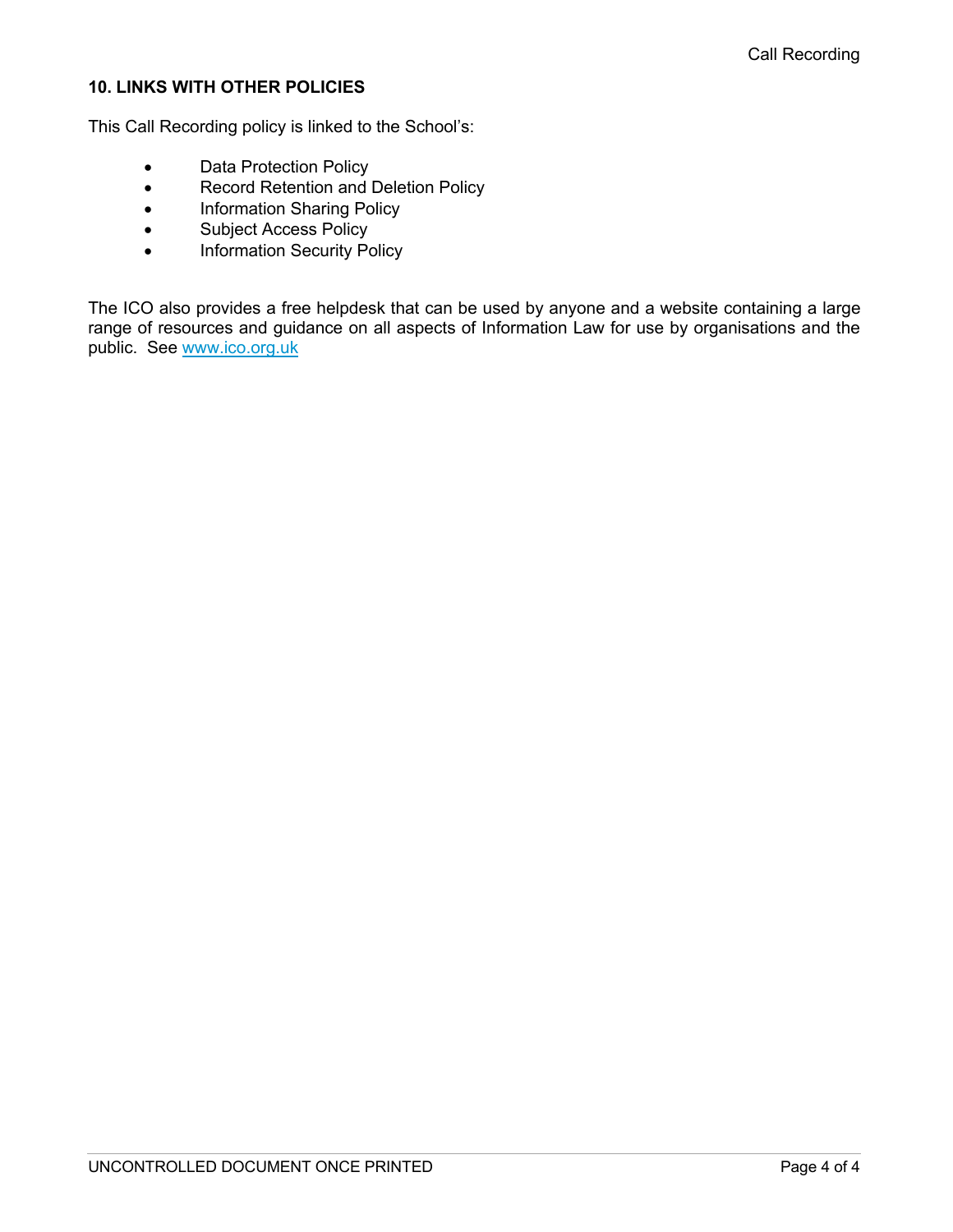## 10. LINKS WITH OTHER POLICIES

This Call Recording policy is linked to the School's:

- Data Protection Policy
- Record Retention and Deletion Policy
- Information Sharing Policy
- Subject Access Policy
- Information Security Policy

The ICO also provides a free helpdesk that can be used by anyone and a website containing a large range of resources and guidance on all aspects of Information Law for use by organisations and the public. See [www.ico.org.uk](http://www.ico.org.uk)